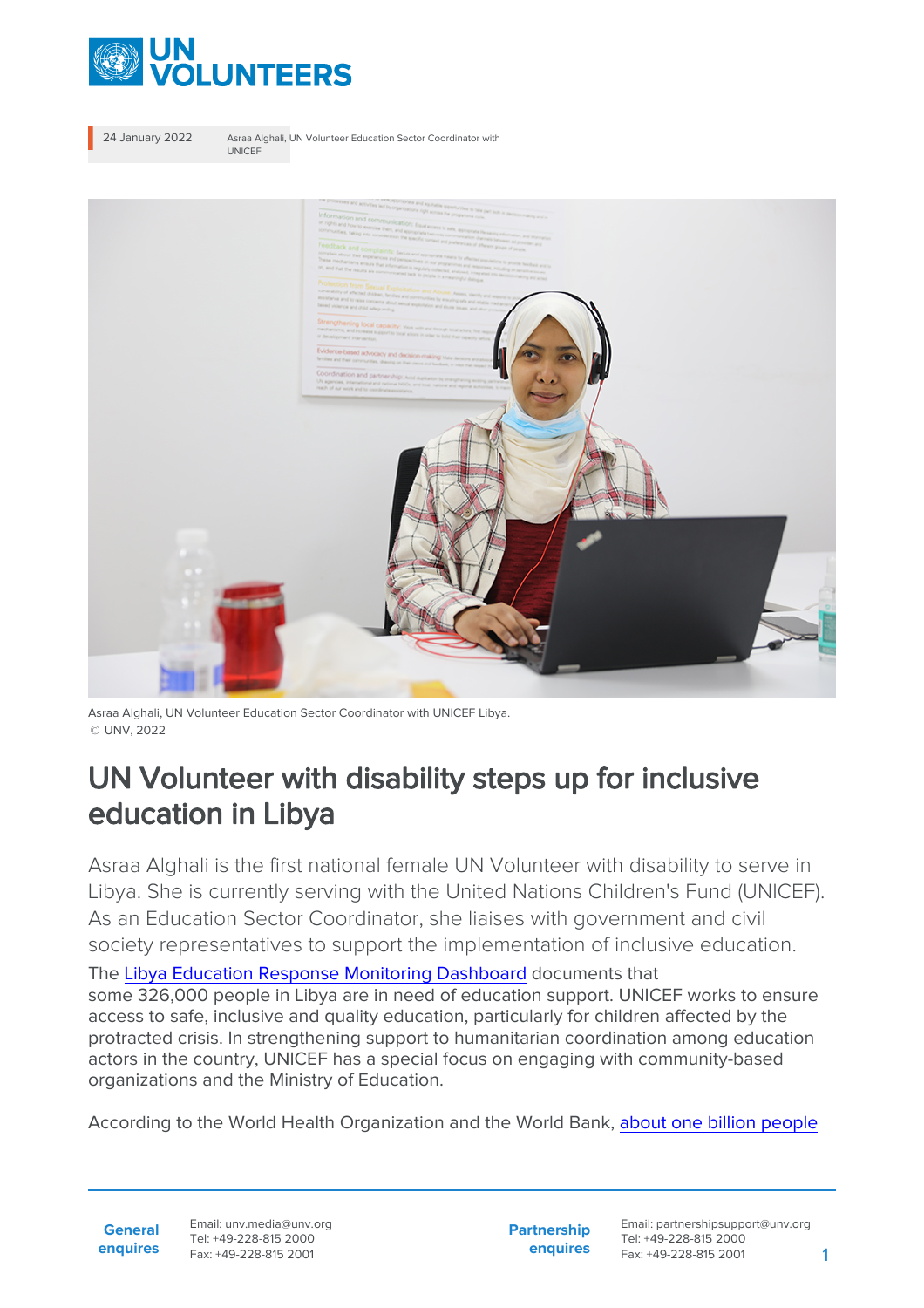24 January 2022

Asraa Alghali, UN Volunteer Education Sector Coordinator with UNICEF

Asraa Alghali, UN Volunteer Education Sector Coordinator with UNICEF Libya.
© UNV, 2022

# UN Volunteer with disability steps up for inclusive education in Libya

Asraa Alghali is the first national female UN Volunteer with disability to serve in Libya. She is currently serving with the United Nations Children's Fund (UNICEF). As an Education Sector Coordinator, she liaises with government and civil society representatives to support the implementation of inclusive education.

The Libya Education Response Monitoring Dashboard documents that some 326,000 people in Libya are in need of education support. UNICEF works to ensure access to safe, inclusive and quality education, particularly for children affected by the protracted crisis. In strengthening support to humanitarian coordination among education actors in the country, UNICEF has a special focus on engaging with community-based organizations and the Ministry of Education.

According to the World Health Organization and the World Bank, about one billion people

**General enquires**
Email: unv.media@unv.org
Tel: +49-228-815 2000
Fax: +49-228-815 2001

**Partnership enquires**
Email: partnershipsupport@unv.org
Tel: +49-228-815 2000
Fax: +49-228-815 2001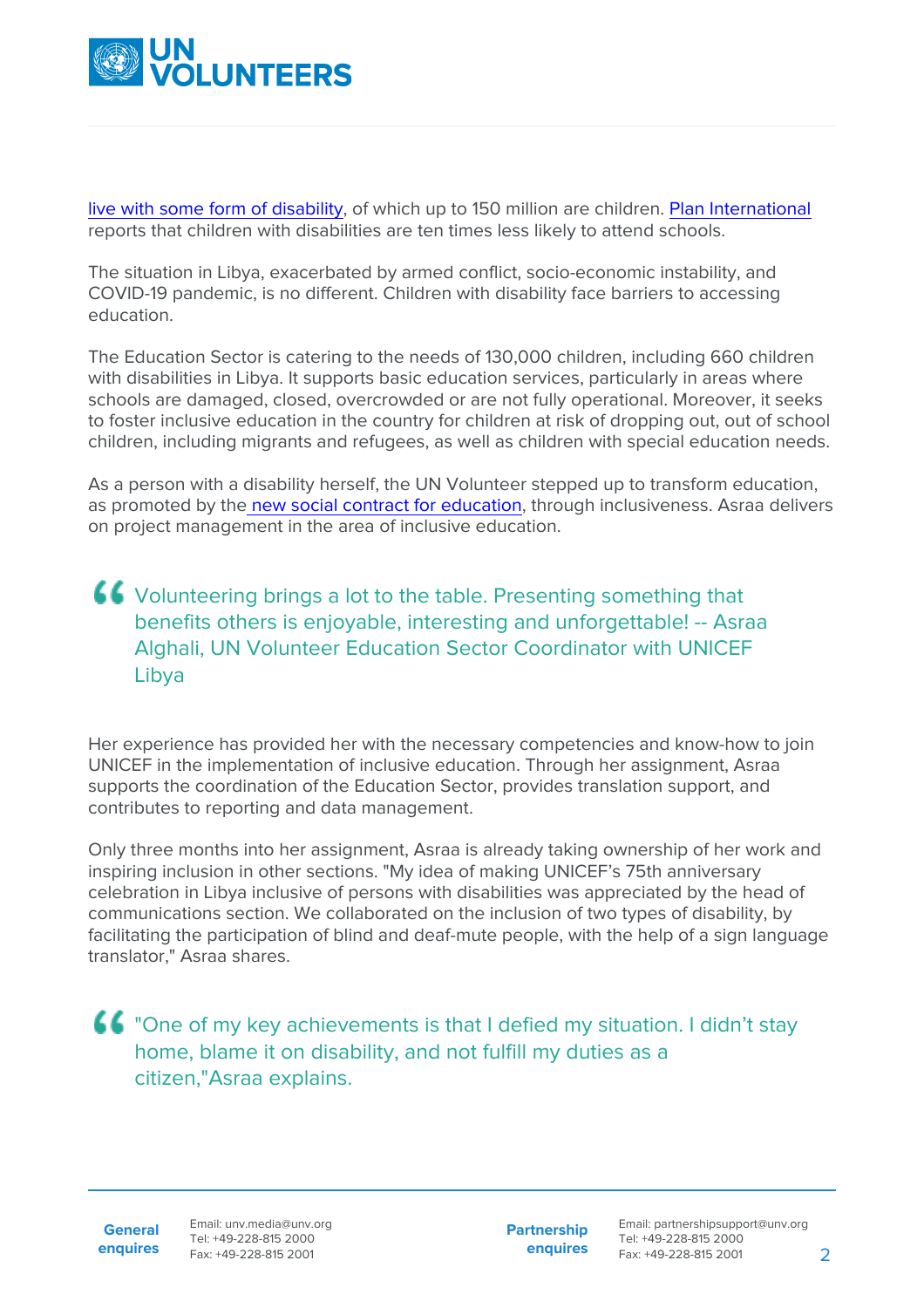live with some form of disability, of which up to 150 million are children. Plan International reports that children with disabilities are ten times less likely to attend schools.

The situation in Libya, exacerbated by armed conflict, socio-economic instability, and COVID-19 pandemic, is no different. Children with disability face barriers to accessing education.

The Education Sector is catering to the needs of 130,000 children, including 660 children with disabilities in Libya. It supports basic education services, particularly in areas where schools are damaged, closed, overcrowded or are not fully operational. Moreover, it seeks to foster inclusive education in the country for children at risk of dropping out, out of school children, including migrants and refugees, as well as children with special education needs.

As a person with a disability herself, the UN Volunteer stepped up to transform education, as promoted by the new social contract for education, through inclusiveness. Asraa delivers on project management in the area of inclusive education.

> Volunteering brings a lot to the table. Presenting something that benefits others is enjoyable, interesting and unforgettable! -- Asraa Alghali, UN Volunteer Education Sector Coordinator with UNICEF Libya

Her experience has provided her with the necessary competencies and know-how to join UNICEF in the implementation of inclusive education. Through her assignment, Asraa supports the coordination of the Education Sector, provides translation support, and contributes to reporting and data management.

Only three months into her assignment, Asraa is already taking ownership of her work and inspiring inclusion in other sections. "My idea of making UNICEF's 75th anniversary celebration in Libya inclusive of persons with disabilities was appreciated by the head of communications section. We collaborated on the inclusion of two types of disability, by facilitating the participation of blind and deaf-mute people, with the help of a sign language translator," Asraa shares.

> "One of my key achievements is that I defied my situation. I didn't stay home, blame it on disability, and not fulfill my duties as a citizen,"Asraa explains.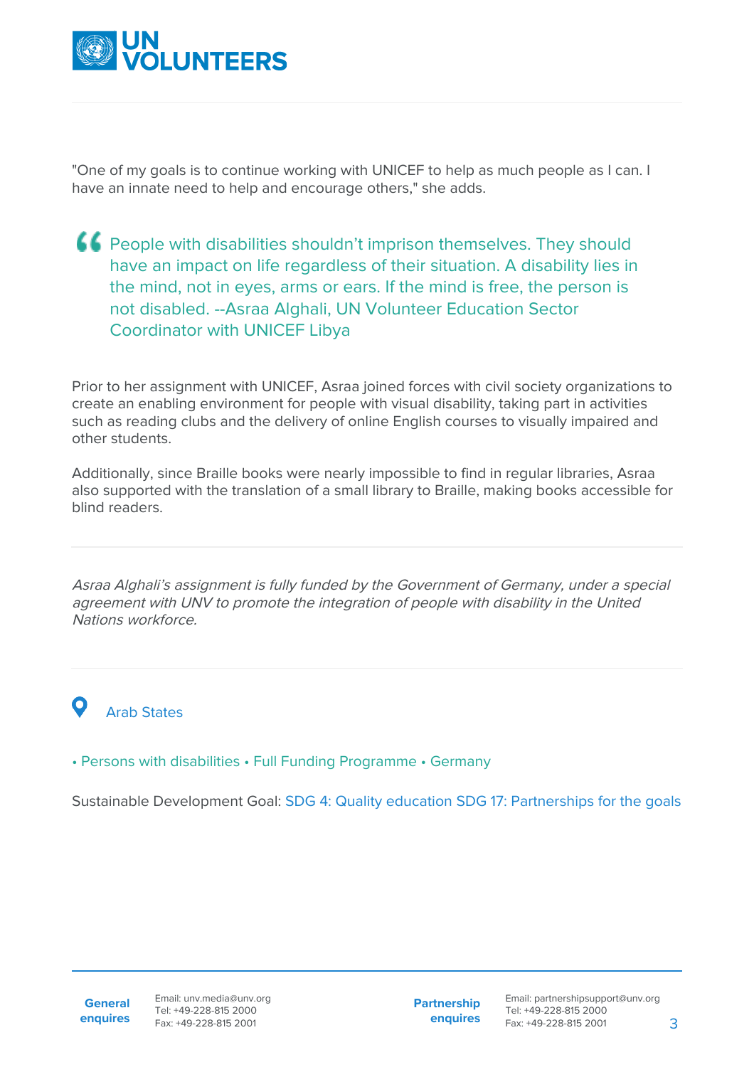"One of my goals is to continue working with UNICEF to help as much people as I can. I have an innate need to help and encourage others," she adds.

> People with disabilities shouldn't imprison themselves. They should have an impact on life regardless of their situation. A disability lies in the mind, not in eyes, arms or ears. If the mind is free, the person is not disabled. --Asraa Alghali, UN Volunteer Education Sector Coordinator with UNICEF Libya

Prior to her assignment with UNICEF, Asraa joined forces with civil society organizations to create an enabling environment for people with visual disability, taking part in activities such as reading clubs and the delivery of online English courses to visually impaired and other students.

Additionally, since Braille books were nearly impossible to find in regular libraries, Asraa also supported with the translation of a small library to Braille, making books accessible for blind readers.

---

*Asraa Alghali's assignment is fully funded by the Government of Germany, under a special agreement with UNV to promote the integration of people with disability in the United Nations workforce.*

---

Arab States

• Persons with disabilities • Full Funding Programme • Germany

Sustainable Development Goal: SDG 4: Quality education SDG 17: Partnerships for the goals

**General enquires** Email: unv.media@unv.org Tel: +49-228-815 2000 Fax: +49-228-815 2001

**Partnership enquires** Email: partnershipsupport@unv.org Tel: +49-228-815 2000 Fax: +49-228-815 2001